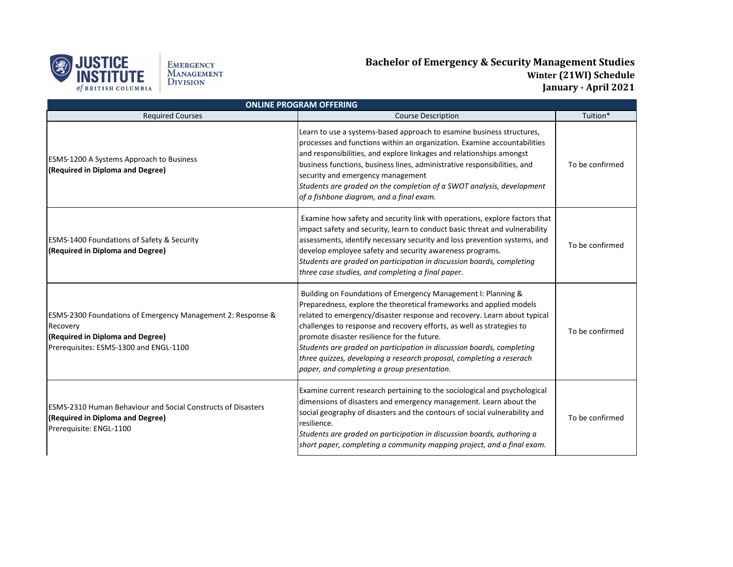Justice Institute of British Columbia — Emergency Management Division

# Bachelor of Emergency & Security Management Studies

## Winter (21WI) Schedule

## January - April 2021

| ONLINE PROGRAM OFFERING | | |
|---|---|---|
| Required Courses | Course Description | Tuition* |
| ESMS-1200 A Systems Approach to Business<br>**(Required in Diploma and Degree)** | Learn to use a systems-based approach to esamine business structures, processes and functions within an organization. Examine accountabilities and responsibilities, and explore linkages and relationships amongst business functions, business lines, administrative responsibilities, and security and emergency management<br>*Students are graded on the completion of a SWOT analysis, development of a fishbone diagram, and a final exam.* | To be confirmed |
| ESMS-1400 Foundations of Safety & Security<br>**(Required in Diploma and Degree)** | Examine how safety and security link with operations, explore factors that impact safety and security, learn to conduct basic threat and vulnerability assessments, identify necessary security and loss prevention systems, and develop employee safety and security awareness programs.<br>*Students are graded on participation in discussion boards, completing three case studies, and completing a final paper.* | To be confirmed |
| ESMS-2300 Foundations of Emergency Management 2: Response & Recovery<br>**(Required in Diploma and Degree)**<br>Prerequisites: ESMS-1300 and ENGL-1100 | Building on Foundations of Emergency Management I: Planning & Preparedness, explore the theoretical frameworks and applied models related to emergency/disaster response and recovery. Learn about typical challenges to response and recovery efforts, as well as strategies to promote disaster resilience for the future.<br>*Students are graded on participation in discussion boards, completing three quizzes, developing a research proposal, completing a reserach paper, and completing a group presentation.* | To be confirmed |
| ESMS-2310 Human Behaviour and Social Constructs of Disasters<br>**(Required in Diploma and Degree)**<br>Prerequisite: ENGL-1100 | Examine current research pertaining to the sociological and psychological dimensions of disasters and emergency management. Learn about the social geography of disasters and the contours of social vulnerability and resilience.<br>*Students are graded on participation in discussion boards, authoring a short paper, completing a community mapping project, and a final exam.* | To be confirmed |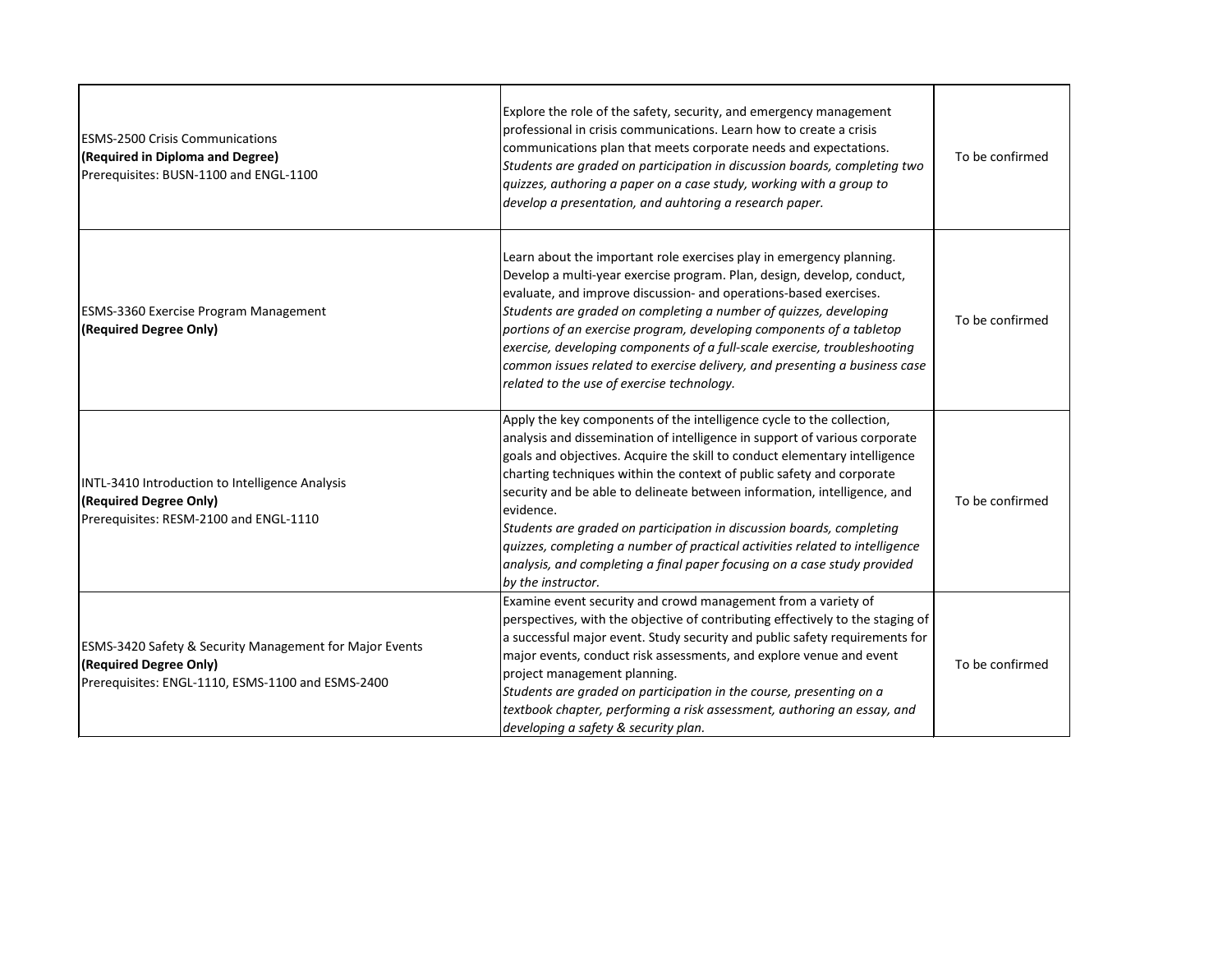| | | |
|---|---|---|
| ESMS-2500 Crisis Communications<br>**(Required in Diploma and Degree)**<br>Prerequisites: BUSN-1100 and ENGL-1100 | Explore the role of the safety, security, and emergency management professional in crisis communications. Learn how to create a crisis communications plan that meets corporate needs and expectations.<br>*Students are graded on participation in discussion boards, completing two quizzes, authoring a paper on a case study, working with a group to develop a presentation, and auhtoring a research paper.* | To be confirmed |
| ESMS-3360 Exercise Program Management<br>**(Required Degree Only)** | Learn about the important role exercises play in emergency planning. Develop a multi-year exercise program. Plan, design, develop, conduct, evaluate, and improve discussion- and operations-based exercises.<br>*Students are graded on completing a number of quizzes, developing portions of an exercise program, developing components of a tabletop exercise, developing components of a full-scale exercise, troubleshooting common issues related to exercise delivery, and presenting a business case related to the use of exercise technology.* | To be confirmed |
| INTL-3410 Introduction to Intelligence Analysis<br>**(Required Degree Only)**<br>Prerequisites: RESM-2100 and ENGL-1110 | Apply the key components of the intelligence cycle to the collection, analysis and dissemination of intelligence in support of various corporate goals and objectives. Acquire the skill to conduct elementary intelligence charting techniques within the context of public safety and corporate security and be able to delineate between information, intelligence, and evidence.<br>*Students are graded on participation in discussion boards, completing quizzes, completing a number of practical activities related to intelligence analysis, and completing a final paper focusing on a case study provided by the instructor.* | To be confirmed |
| ESMS-3420 Safety & Security Management for Major Events<br>**(Required Degree Only)**<br>Prerequisites: ENGL-1110, ESMS-1100 and ESMS-2400 | Examine event security and crowd management from a variety of perspectives, with the objective of contributing effectively to the staging of a successful major event. Study security and public safety requirements for major events, conduct risk assessments, and explore venue and event project management planning.<br>*Students are graded on participation in the course, presenting on a textbook chapter, performing a risk assessment, authoring an essay, and developing a safety & security plan.* | To be confirmed |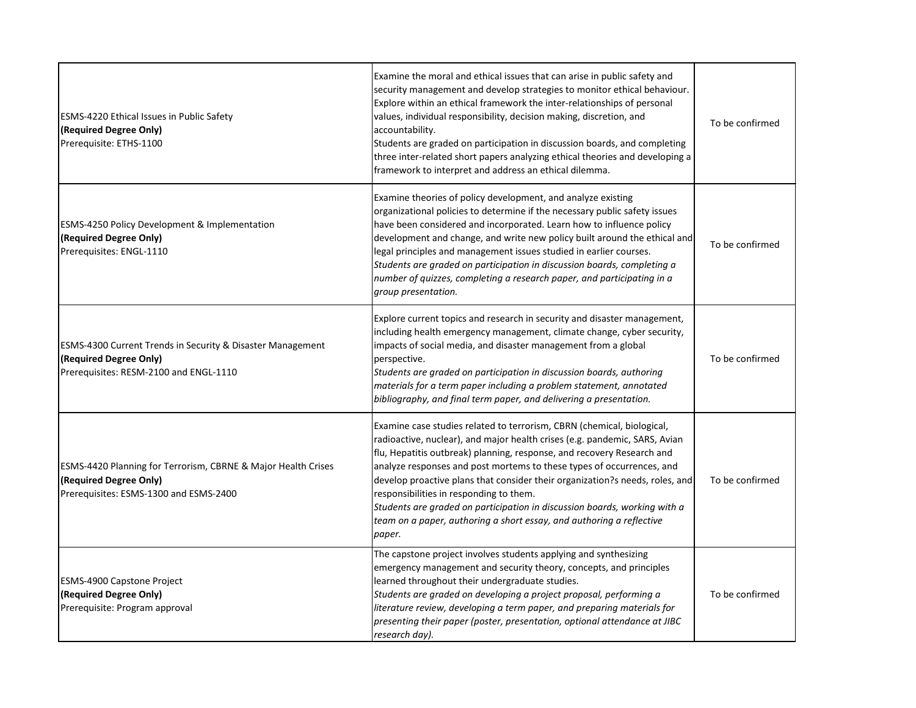| | | |
|---|---|---|
| ESMS-4220 Ethical Issues in Public Safety<br>**(Required Degree Only)**<br>Prerequisite: ETHS-1100 | Examine the moral and ethical issues that can arise in public safety and security management and develop strategies to monitor ethical behaviour. Explore within an ethical framework the inter-relationships of personal values, individual responsibility, decision making, discretion, and accountability.<br>Students are graded on participation in discussion boards, and completing three inter-related short papers analyzing ethical theories and developing a framework to interpret and address an ethical dilemma. | To be confirmed |
| ESMS-4250 Policy Development & Implementation<br>**(Required Degree Only)**<br>Prerequisites: ENGL-1110 | Examine theories of policy development, and analyze existing organizational policies to determine if the necessary public safety issues have been considered and incorporated. Learn how to influence policy development and change, and write new policy built around the ethical and legal principles and management issues studied in earlier courses.<br>*Students are graded on participation in discussion boards, completing a number of quizzes, completing a research paper, and participating in a group presentation.* | To be confirmed |
| ESMS-4300 Current Trends in Security & Disaster Management<br>**(Required Degree Only)**<br>Prerequisites: RESM-2100 and ENGL-1110 | Explore current topics and research in security and disaster management, including health emergency management, climate change, cyber security, impacts of social media, and disaster management from a global perspective.<br>*Students are graded on participation in discussion boards, authoring materials for a term paper including a problem statement, annotated bibliography, and final term paper, and delivering a presentation.* | To be confirmed |
| ESMS-4420 Planning for Terrorism, CBRNE & Major Health Crises<br>**(Required Degree Only)**<br>Prerequisites: ESMS-1300 and ESMS-2400 | Examine case studies related to terrorism, CBRN (chemical, biological, radioactive, nuclear), and major health crises (e.g. pandemic, SARS, Avian flu, Hepatitis outbreak) planning, response, and recovery Research and analyze responses and post mortems to these types of occurrences, and develop proactive plans that consider their organization?s needs, roles, and responsibilities in responding to them.<br>*Students are graded on participation in discussion boards, working with a team on a paper, authoring a short essay, and authoring a reflective paper.* | To be confirmed |
| ESMS-4900 Capstone Project<br>**(Required Degree Only)**<br>Prerequisite: Program approval | The capstone project involves students applying and synthesizing emergency management and security theory, concepts, and principles learned throughout their undergraduate studies.<br>*Students are graded on developing a project proposal, performing a literature review, developing a term paper, and preparing materials for presenting their paper (poster, presentation, optional attendance at JIBC research day).* | To be confirmed |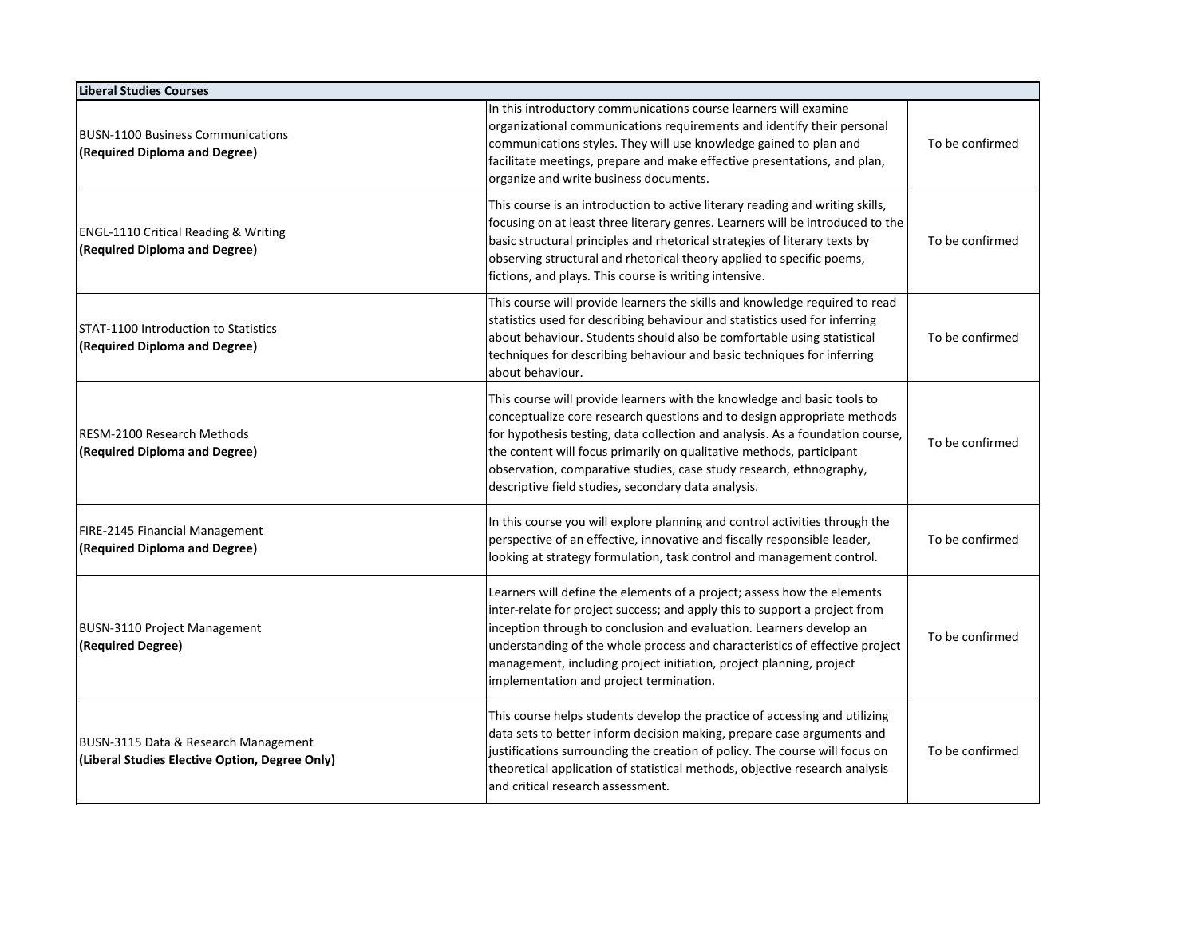| Liberal Studies Courses | | |
|---|---|---|
| BUSN-1100 Business Communications **(Required Diploma and Degree)** | In this introductory communications course learners will examine organizational communications requirements and identify their personal communications styles. They will use knowledge gained to plan and facilitate meetings, prepare and make effective presentations, and plan, organize and write business documents. | To be confirmed |
| ENGL-1110 Critical Reading & Writing **(Required Diploma and Degree)** | This course is an introduction to active literary reading and writing skills, focusing on at least three literary genres. Learners will be introduced to the basic structural principles and rhetorical strategies of literary texts by observing structural and rhetorical theory applied to specific poems, fictions, and plays. This course is writing intensive. | To be confirmed |
| STAT-1100 Introduction to Statistics **(Required Diploma and Degree)** | This course will provide learners the skills and knowledge required to read statistics used for describing behaviour and statistics used for inferring about behaviour. Students should also be comfortable using statistical techniques for describing behaviour and basic techniques for inferring about behaviour. | To be confirmed |
| RESM-2100 Research Methods **(Required Diploma and Degree)** | This course will provide learners with the knowledge and basic tools to conceptualize core research questions and to design appropriate methods for hypothesis testing, data collection and analysis. As a foundation course, the content will focus primarily on qualitative methods, participant observation, comparative studies, case study research, ethnography, descriptive field studies, secondary data analysis. | To be confirmed |
| FIRE-2145 Financial Management **(Required Diploma and Degree)** | In this course you will explore planning and control activities through the perspective of an effective, innovative and fiscally responsible leader, looking at strategy formulation, task control and management control. | To be confirmed |
| BUSN-3110 Project Management **(Required Degree)** | Learners will define the elements of a project; assess how the elements inter-relate for project success; and apply this to support a project from inception through to conclusion and evaluation. Learners develop an understanding of the whole process and characteristics of effective project management, including project initiation, project planning, project implementation and project termination. | To be confirmed |
| BUSN-3115 Data & Research Management **(Liberal Studies Elective Option, Degree Only)** | This course helps students develop the practice of accessing and utilizing data sets to better inform decision making, prepare case arguments and justifications surrounding the creation of policy. The course will focus on theoretical application of statistical methods, objective research analysis and critical research assessment. | To be confirmed |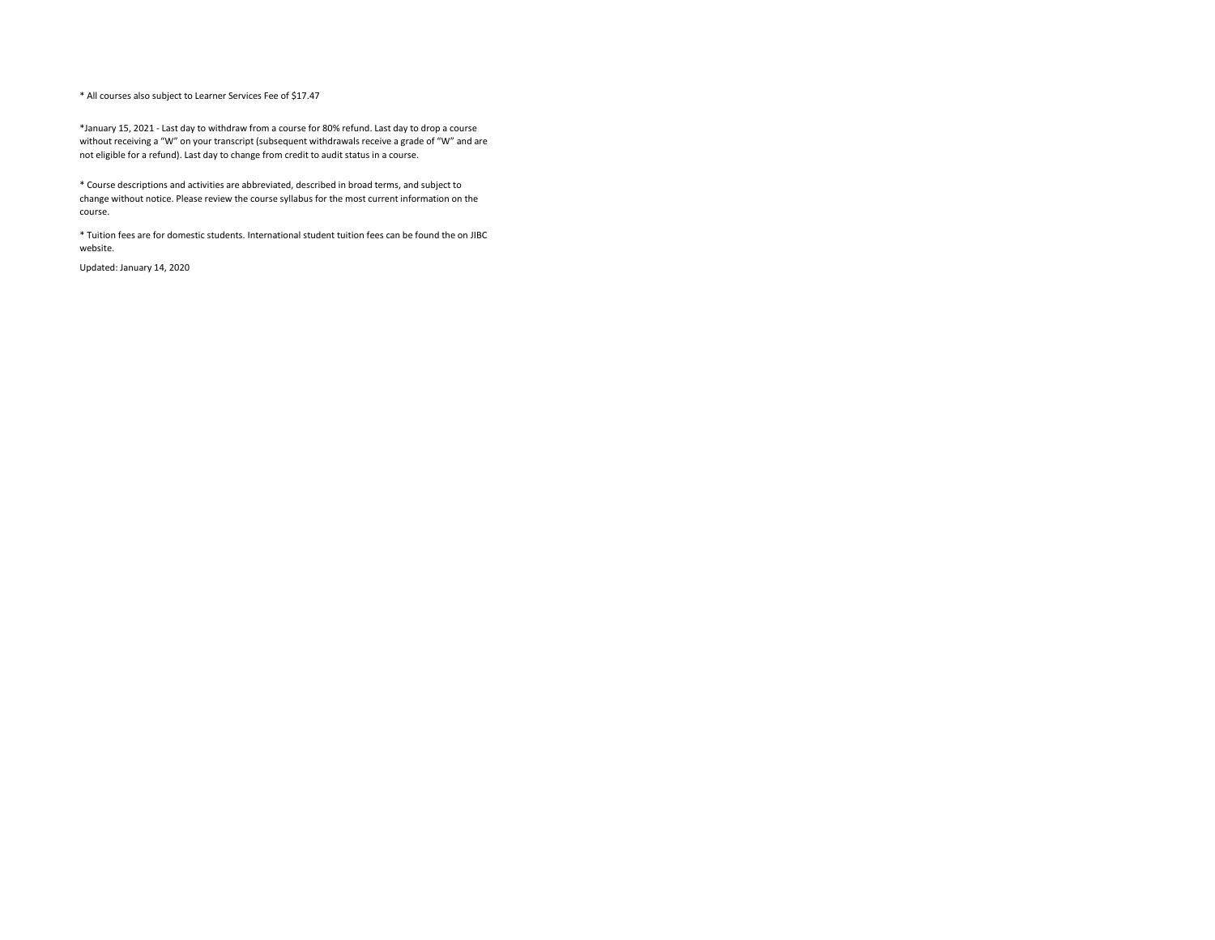* All courses also subject to Learner Services Fee of $17.47

*January 15, 2021 - Last day to withdraw from a course for 80% refund. Last day to drop a course without receiving a "W" on your transcript (subsequent withdrawals receive a grade of "W" and are not eligible for a refund). Last day to change from credit to audit status in a course.

* Course descriptions and activities are abbreviated, described in broad terms, and subject to change without notice. Please review the course syllabus for the most current information on the course.

* Tuition fees are for domestic students. International student tuition fees can be found the on JIBC website.

Updated: January 14, 2020